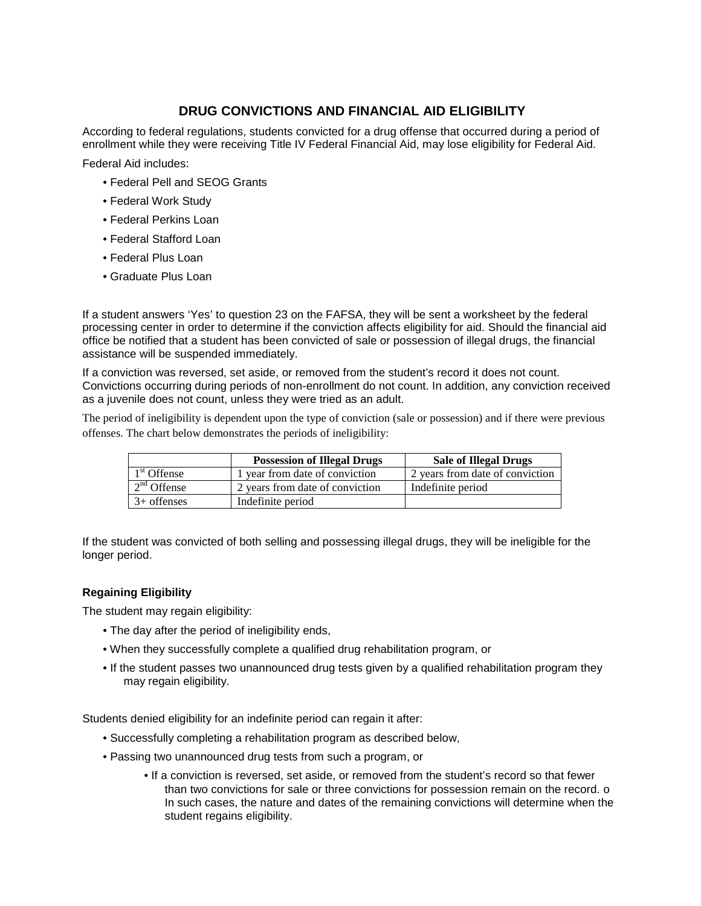# DRUG CONVICTIONS AND FINANCIAL AID ELIGIBILITY

According to federal regulations, students convicted for a drug offense that occurred during a period of enrollment while they were receiving Title IV Federal Financial Aid, may lose eligibility for Federal Aid.

Federal Aid includes:

- Federal Pell and SEOG Grants
- Federal Work Study
- Federal Perkins Loan
- Federal Stafford Loan
- Federal Plus Loan
- Graduate Plus Loan

If a student answers 'Yes' to question 23 on the FAFSA, they will be sent a worksheet by the federal processing center in order to determine if the conviction affects eligibility for aid. Should the financial aid office be notified that a student has been convicted of sale or possession of illegal drugs, the financial assistance will be suspended immediately.

If a conviction was reversed, set aside, or removed from the student's record it does not count. Convictions occurring during periods of non-enrollment do not count. In addition, any conviction received as a juvenile does not count, unless they were tried as an adult.

The period of ineligibility is dependent upon the type of conviction (sale or possession) and if there were previous offenses. The chart below demonstrates the periods of ineligibility:

| | Possession of Illegal Drugs | Sale of Illegal Drugs |
|---|---|---|
| 1st Offense | 1 year from date of conviction | 2 years from date of conviction |
| 2nd Offense | 2 years from date of conviction | Indefinite period |
| 3+ offenses | Indefinite period | |

If the student was convicted of both selling and possessing illegal drugs, they will be ineligible for the longer period.

### Regaining Eligibility

The student may regain eligibility:

- The day after the period of ineligibility ends,
- When they successfully complete a qualified drug rehabilitation program, or
- If the student passes two unannounced drug tests given by a qualified rehabilitation program they may regain eligibility.

Students denied eligibility for an indefinite period can regain it after:

- Successfully completing a rehabilitation program as described below,
- Passing two unannounced drug tests from such a program, or
  - If a conviction is reversed, set aside, or removed from the student's record so that fewer than two convictions for sale or three convictions for possession remain on the record. o In such cases, the nature and dates of the remaining convictions will determine when the student regains eligibility.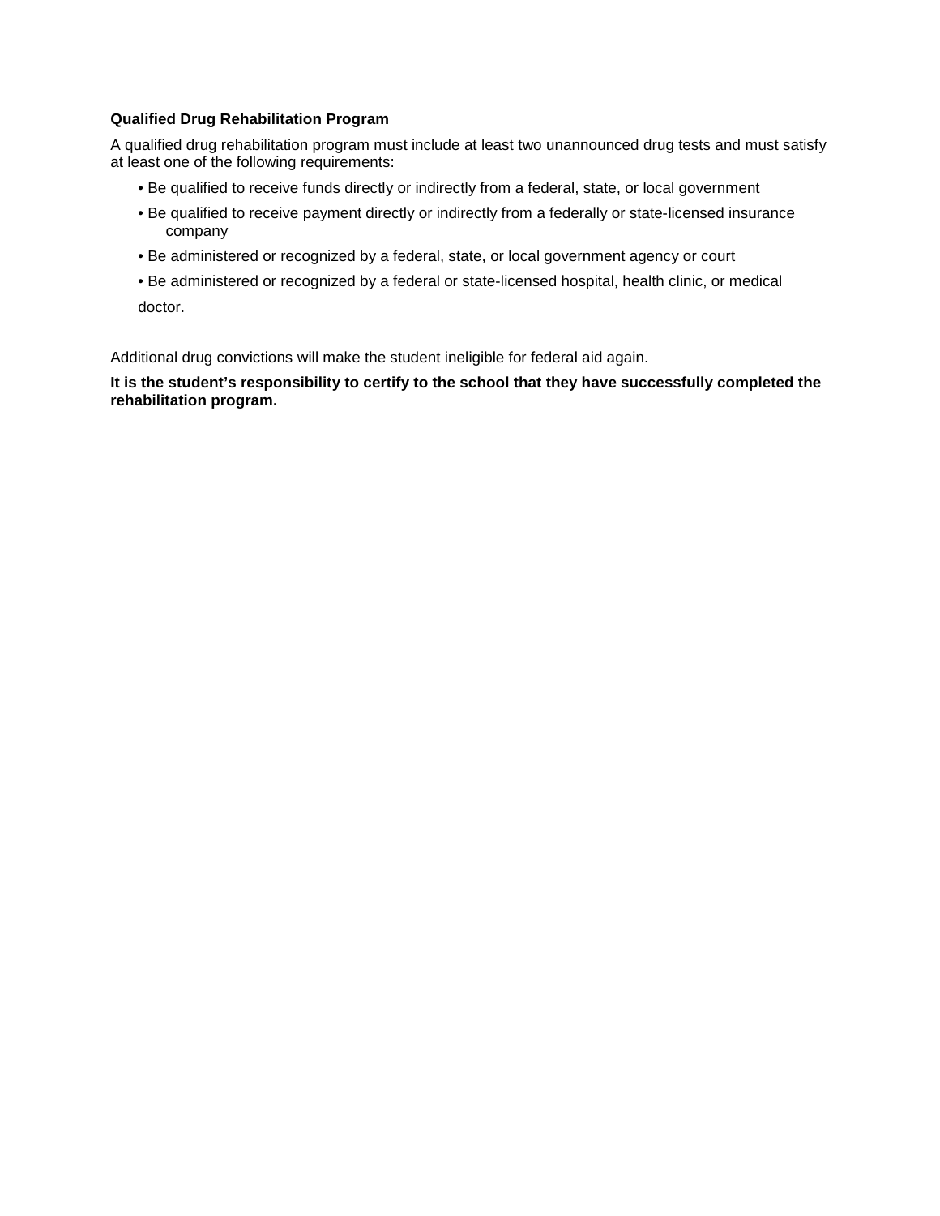**Qualified Drug Rehabilitation Program**

A qualified drug rehabilitation program must include at least two unannounced drug tests and must satisfy at least one of the following requirements:

- Be qualified to receive funds directly or indirectly from a federal, state, or local government
- Be qualified to receive payment directly or indirectly from a federally or state-licensed insurance company
- Be administered or recognized by a federal, state, or local government agency or court
- Be administered or recognized by a federal or state-licensed hospital, health clinic, or medical doctor.

Additional drug convictions will make the student ineligible for federal aid again.

**It is the student's responsibility to certify to the school that they have successfully completed the rehabilitation program.**